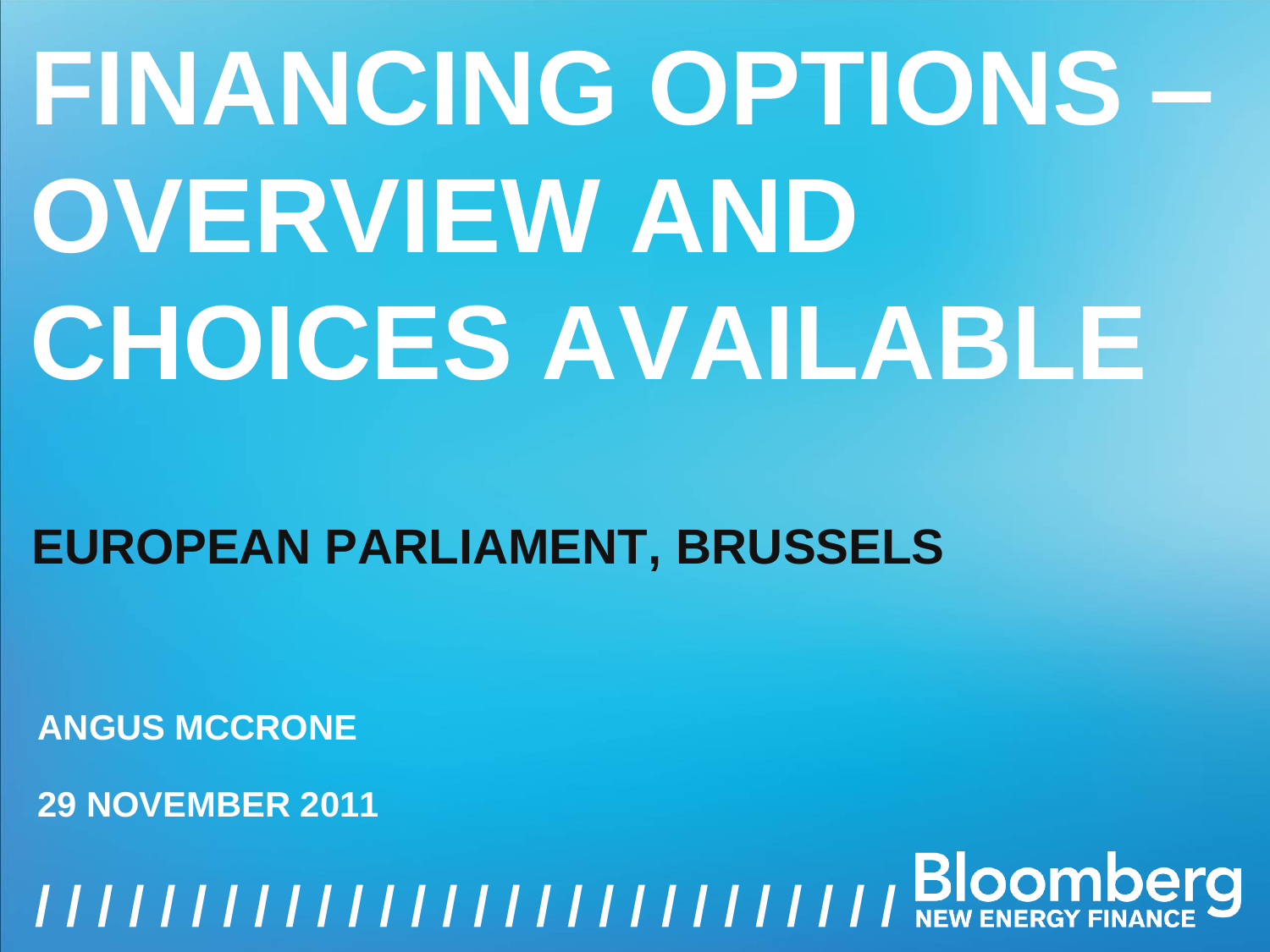# FINANCING OPTIONS – OVERVIEW AND CHOICES AVAILABLE

## EUROPEAN PARLIAMENT, BRUSSELS

**ANGUS MCCRONE**

**29 NOVEMBER 2011**

Bloomberg NEW ENERGY FINANCE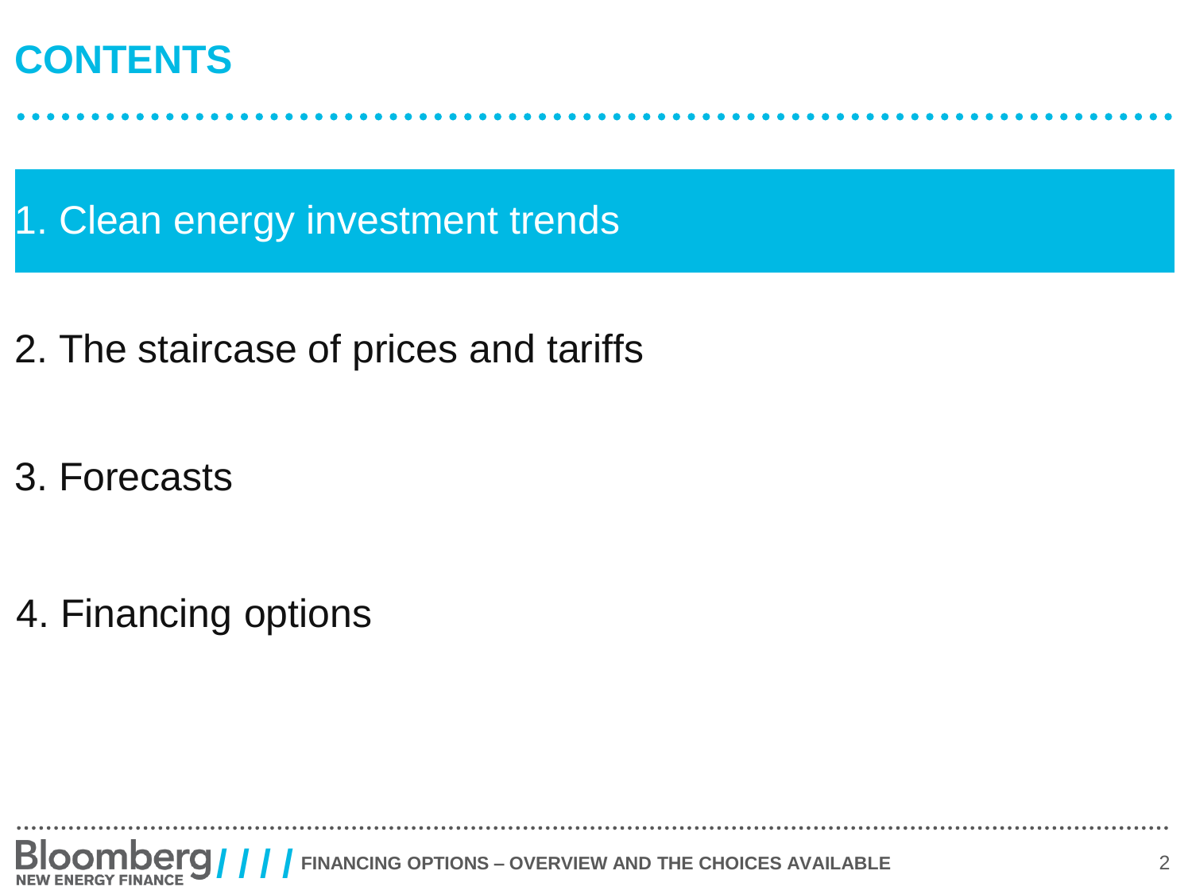# CONTENTS

1. Clean energy investment trends

2. The staircase of prices and tariffs

3. Forecasts

4. Financing options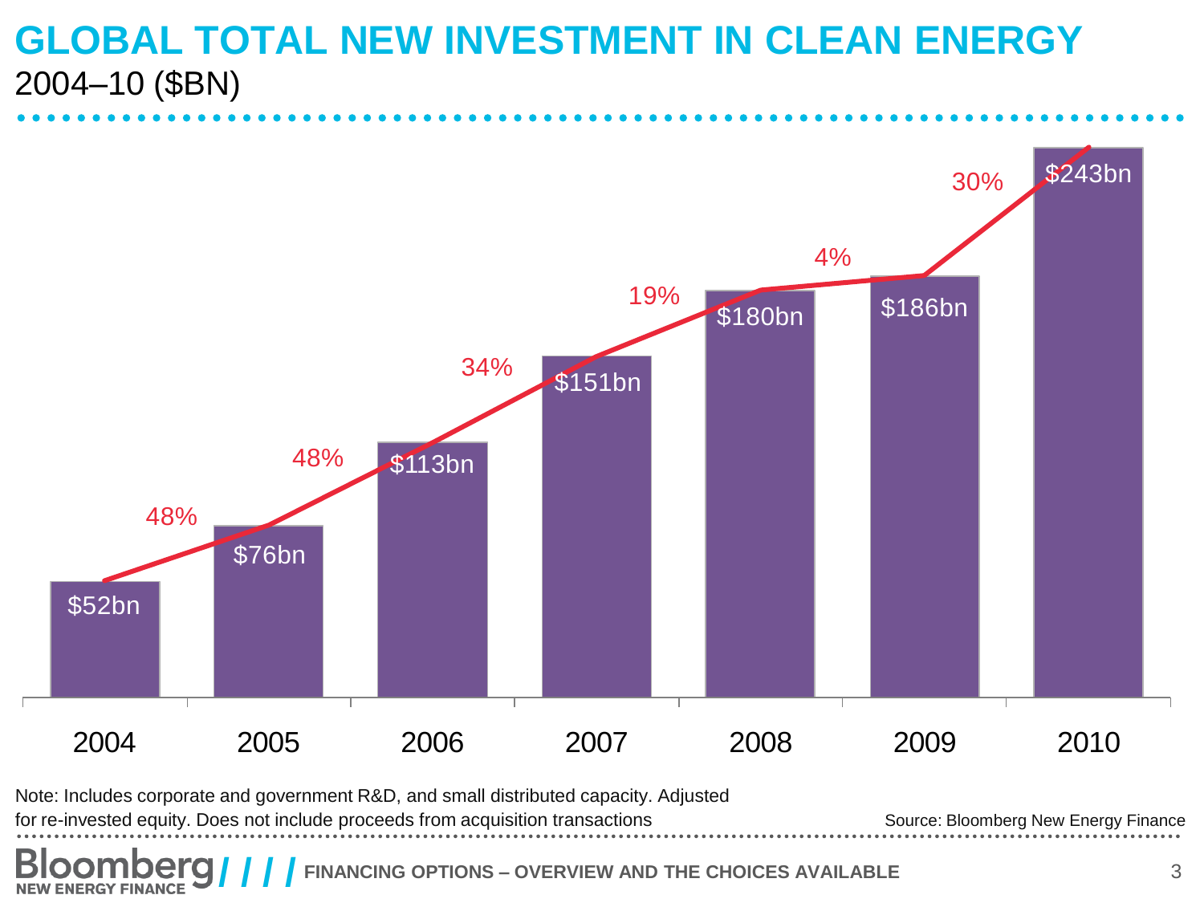# GLOBAL TOTAL NEW INVESTMENT IN CLEAN ENERGY

2004–10 ($BN)

| Year | Investment | Growth |
|---|---|---|
| 2004 | $52bn | |
| 2005 | $76bn | 48% |
| 2006 | $113bn | 48% |
| 2007 | $151bn | 34% |
| 2008 | $180bn | 19% |
| 2009 | $186bn | 4% |
| 2010 | $243bn | 30% |

Note: Includes corporate and government R&D, and small distributed capacity. Adjusted for re-invested equity. Does not include proceeds from acquisition transactions

Source: Bloomberg New Energy Finance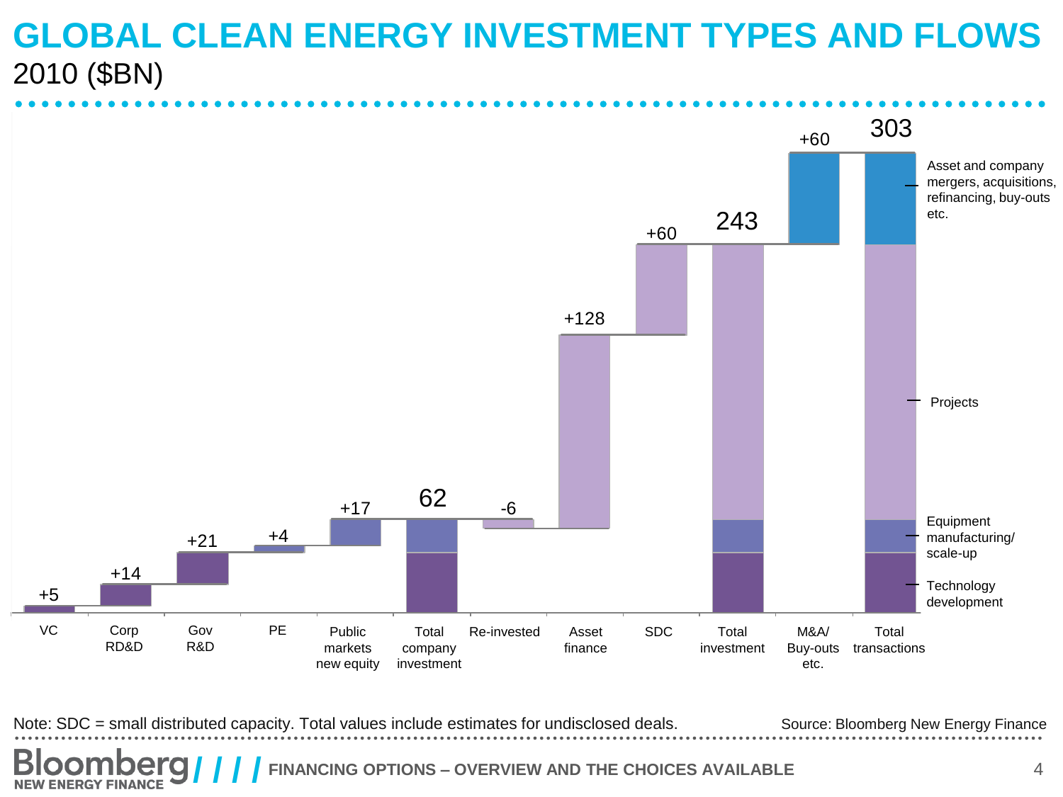# GLOBAL CLEAN ENERGY INVESTMENT TYPES AND FLOWS

2010 ($BN)

| VC | Corp RD&D | Gov R&D | PE | Public markets new equity | Total company investment | Re-invested | Asset finance | SDC | Total investment | M&A/ Buy-outs etc. | Total transactions |
|---|---|---|---|---|---|---|---|---|---|---|---|
| +5 | +14 | +21 | +4 | +17 | 62 | -6 | +128 | +60 | 243 | +60 | 303 |

Legend (Total transactions): Asset and company mergers, acquisitions, refinancing, buy-outs etc.; Projects; Equipment manufacturing/ scale-up; Technology development

Note: SDC = small distributed capacity. Total values include estimates for undisclosed deals.

Source: Bloomberg New Energy Finance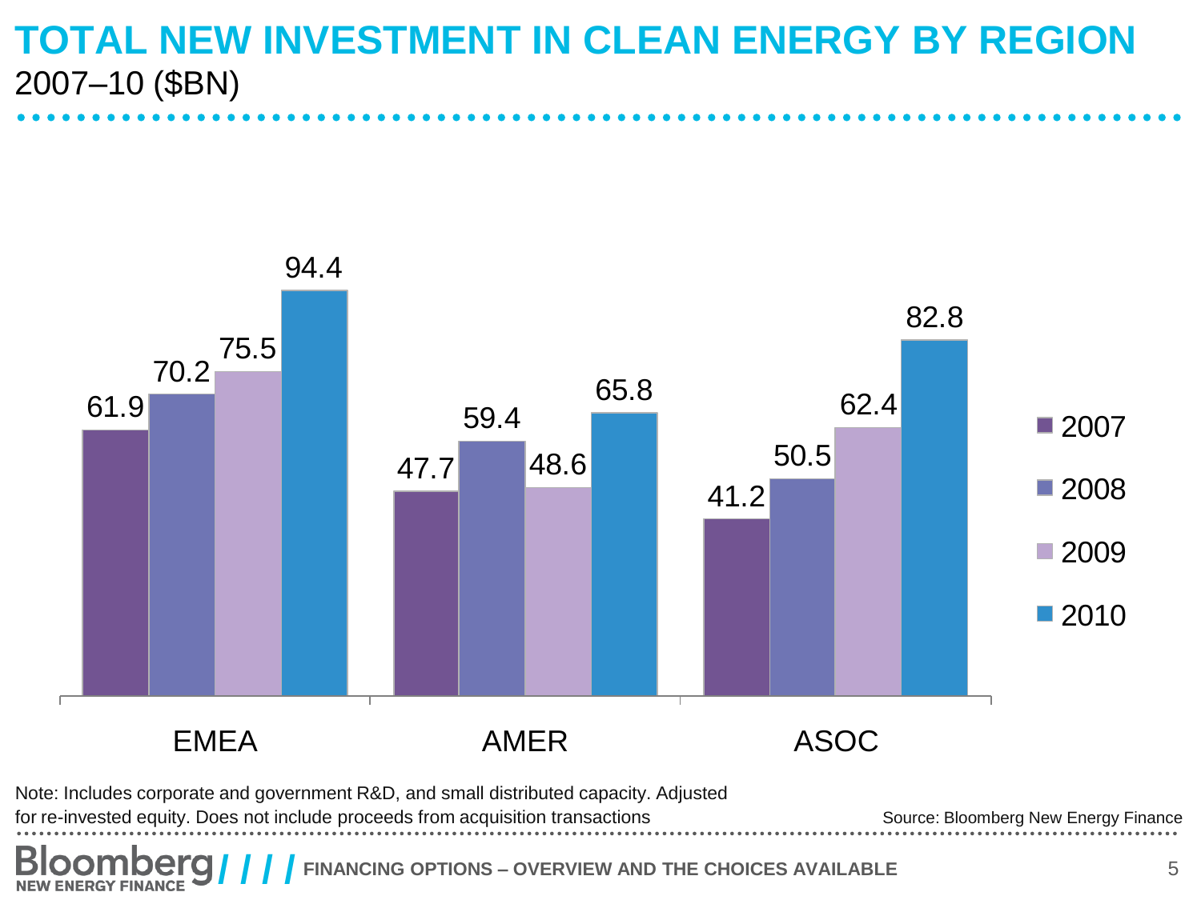# TOTAL NEW INVESTMENT IN CLEAN ENERGY BY REGION

2007–10 ($BN)

| Region | 2007 | 2008 | 2009 | 2010 |
|---|---|---|---|---|
| EMEA | 61.9 | 70.2 | 75.5 | 94.4 |
| AMER | 47.7 | 59.4 | 48.6 | 65.8 |
| ASOC | 41.2 | 50.5 | 62.4 | 82.8 |

Note: Includes corporate and government R&D, and small distributed capacity. Adjusted for re-invested equity. Does not include proceeds from acquisition transactions

Source: Bloomberg New Energy Finance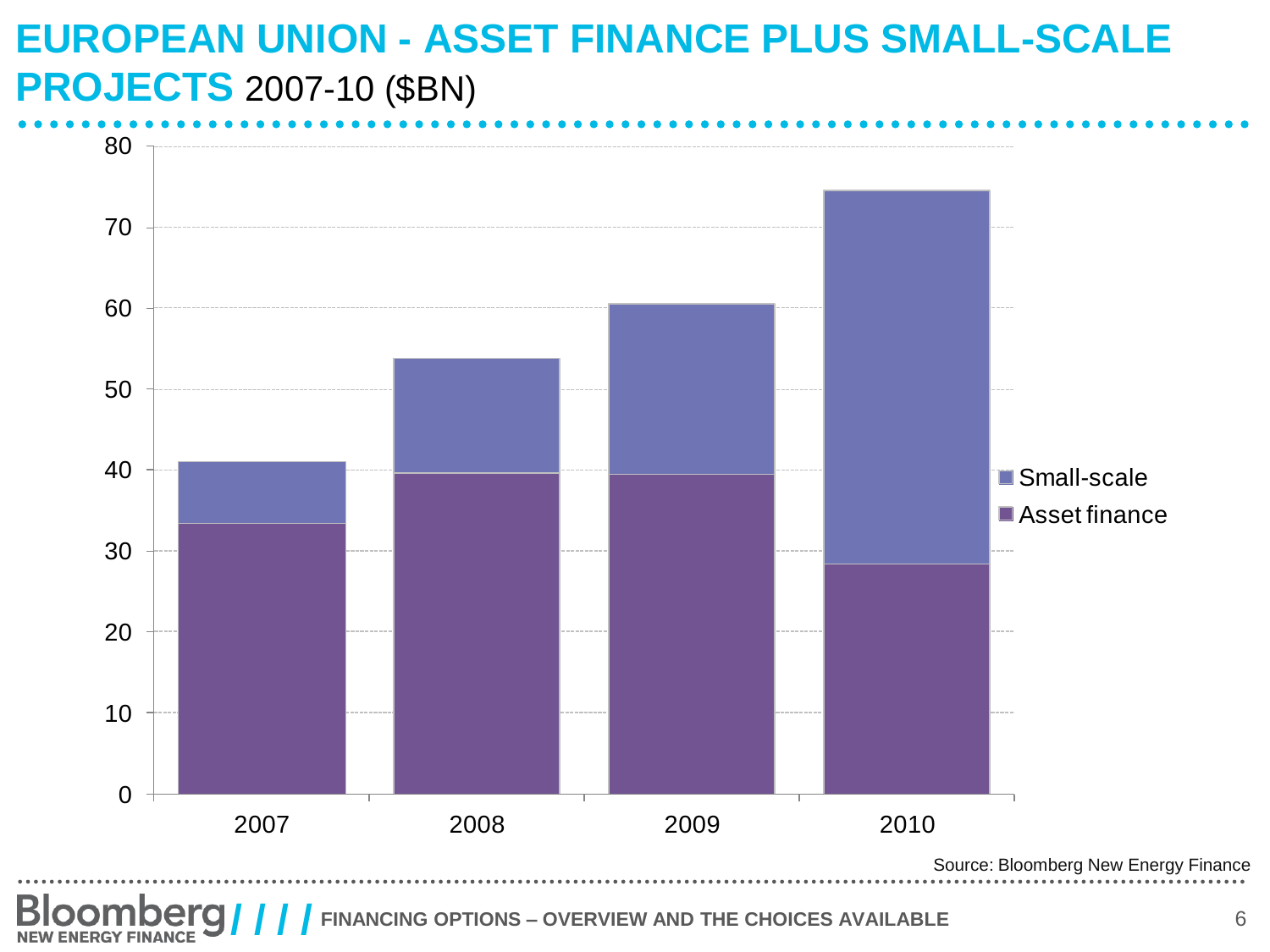# EUROPEAN UNION - ASSET FINANCE PLUS SMALL-SCALE PROJECTS 2007-10 ($BN)

| Year | Asset finance | Small-scale |
|---|---|---|
| 2007 | 33.4 | 7.6 |
| 2008 | 39.6 | 14.2 |
| 2009 | 39.4 | 21.1 |
| 2010 | 28.4 | 46.1 |

Source: Bloomberg New Energy Finance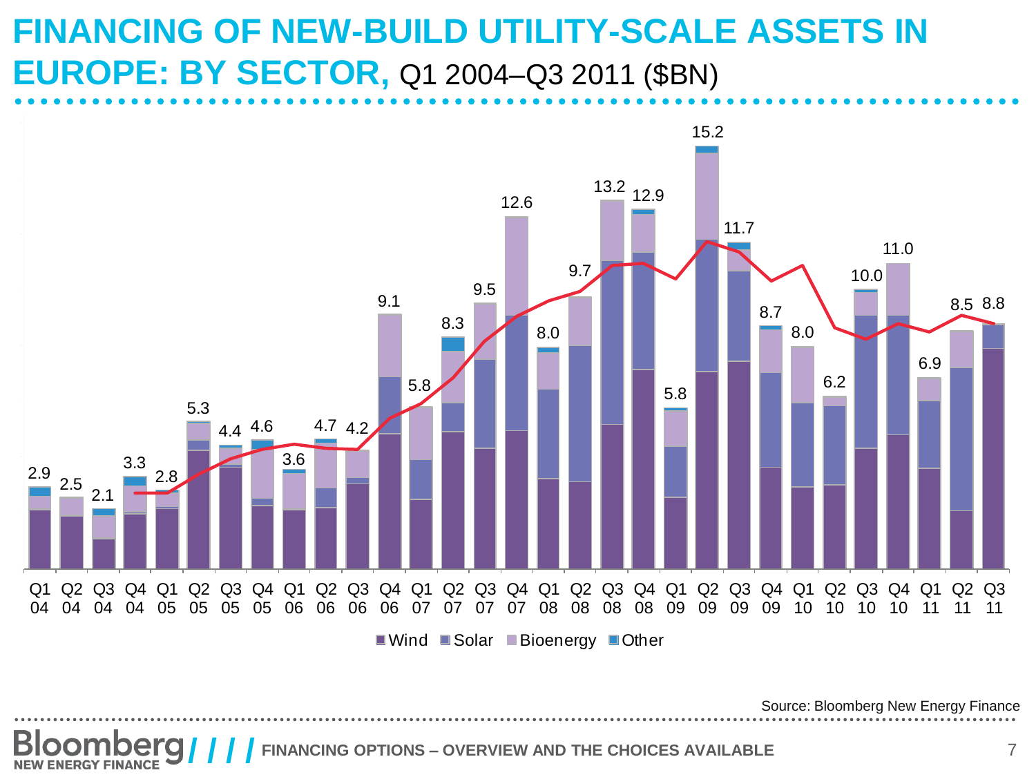# FINANCING OF NEW-BUILD UTILITY-SCALE ASSETS IN EUROPE: BY SECTOR, Q1 2004–Q3 2011 ($BN)

| Quarter | Total ($BN) |
|---|---|
| Q1 04 | 2.9 |
| Q2 04 | 2.5 |
| Q3 04 | 2.1 |
| Q4 04 | 3.3 |
| Q1 05 | 2.8 |
| Q2 05 | 5.3 |
| Q3 05 | 4.4 |
| Q4 05 | 4.6 |
| Q1 06 | 3.6 |
| Q2 06 | 4.7 |
| Q3 06 | 4.2 |
| Q4 06 | 9.1 |
| Q1 07 | 5.8 |
| Q2 07 | 8.3 |
| Q3 07 | 9.5 |
| Q4 07 | 12.6 |
| Q1 08 | 8.0 |
| Q2 08 | 9.7 |
| Q3 08 | 13.2 |
| Q4 08 | 12.9 |
| Q1 09 | 5.8 |
| Q2 09 | 15.2 |
| Q3 09 | 11.7 |
| Q4 09 | 8.7 |
| Q1 10 | 8.0 |
| Q2 10 | 6.2 |
| Q3 10 | 10.0 |
| Q4 10 | 11.0 |
| Q1 11 | 6.9 |
| Q2 11 | 8.5 |
| Q3 11 | 8.8 |

Wind | Solar | Bioenergy | Other

Source: Bloomberg New Energy Finance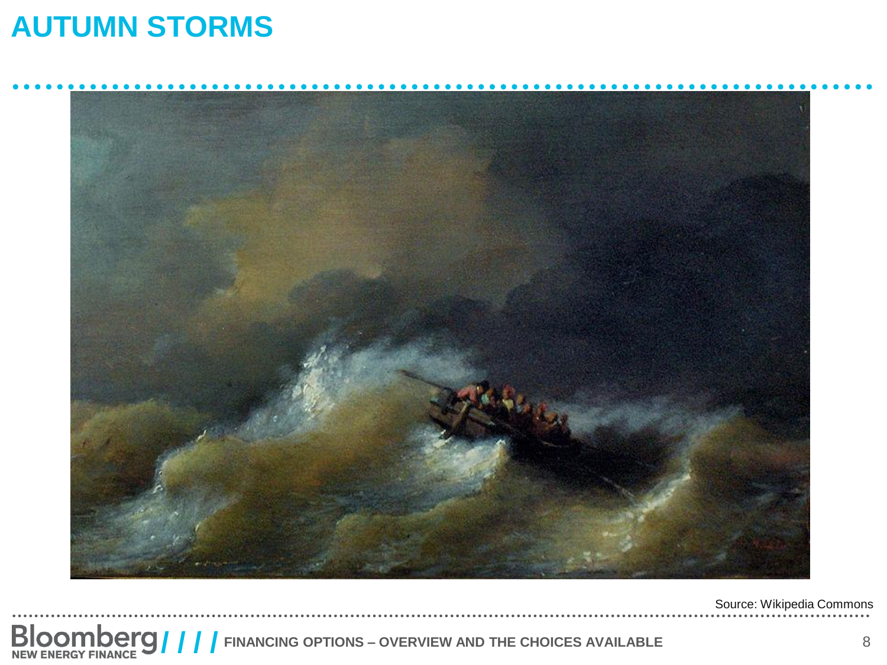# AUTUMN STORMS

Source: Wikipedia Commons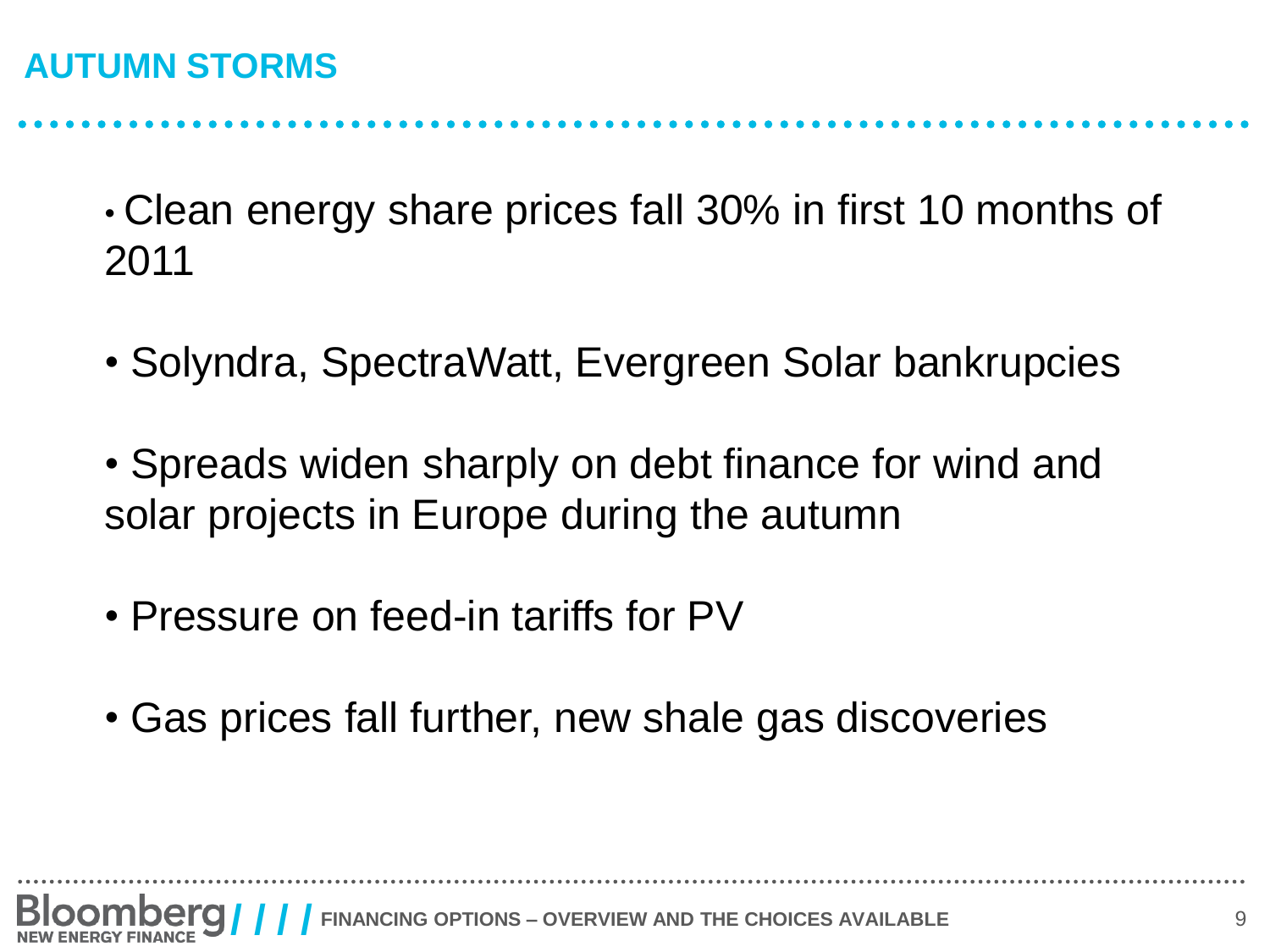# AUTUMN STORMS

- Clean energy share prices fall 30% in first 10 months of 2011
- Solyndra, SpectraWatt, Evergreen Solar bankrupcies
- Spreads widen sharply on debt finance for wind and solar projects in Europe during the autumn
- Pressure on feed-in tariffs for PV
- Gas prices fall further, new shale gas discoveries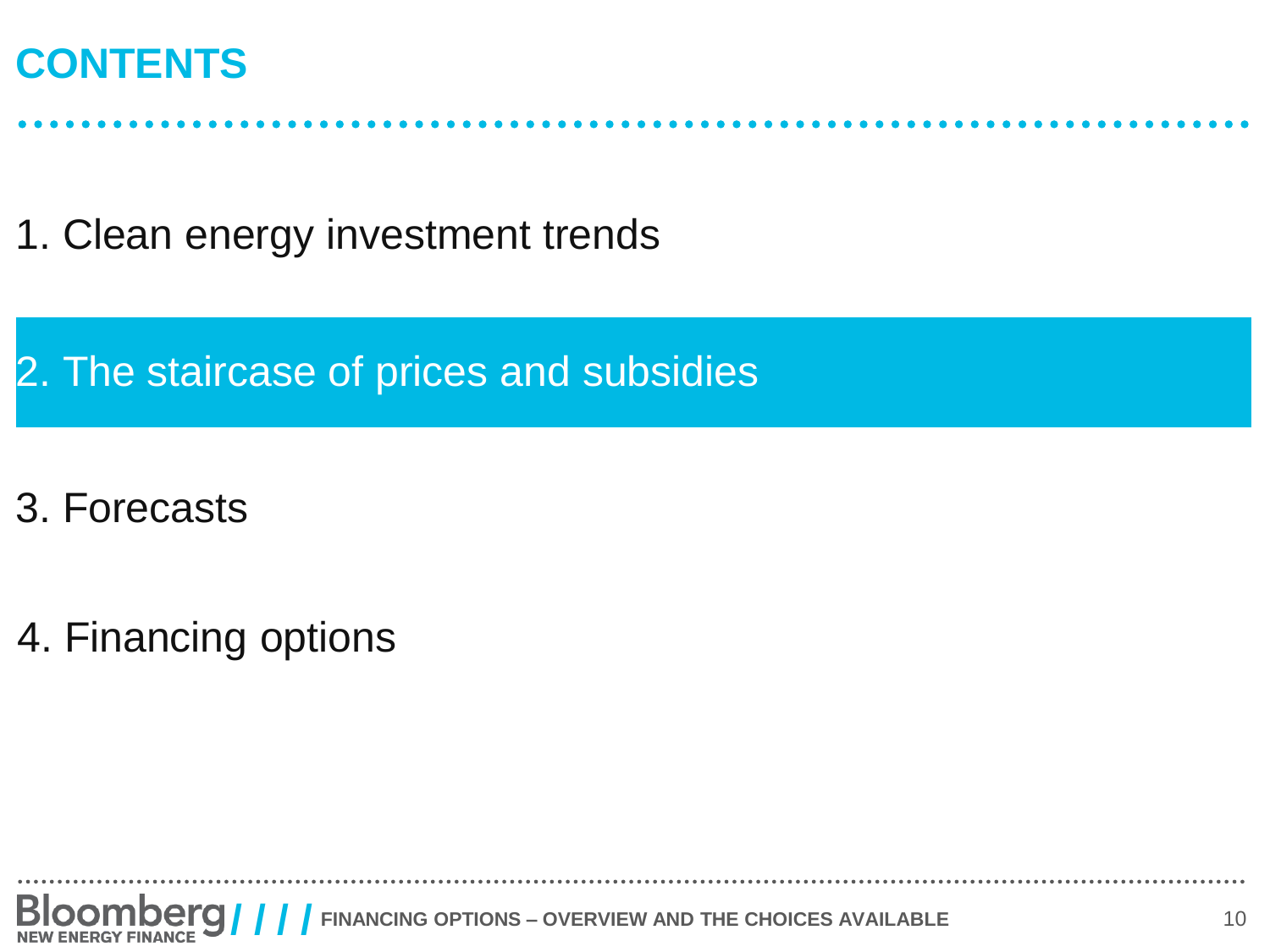# CONTENTS

1. Clean energy investment trends

2. The staircase of prices and subsidies

3. Forecasts

4. Financing options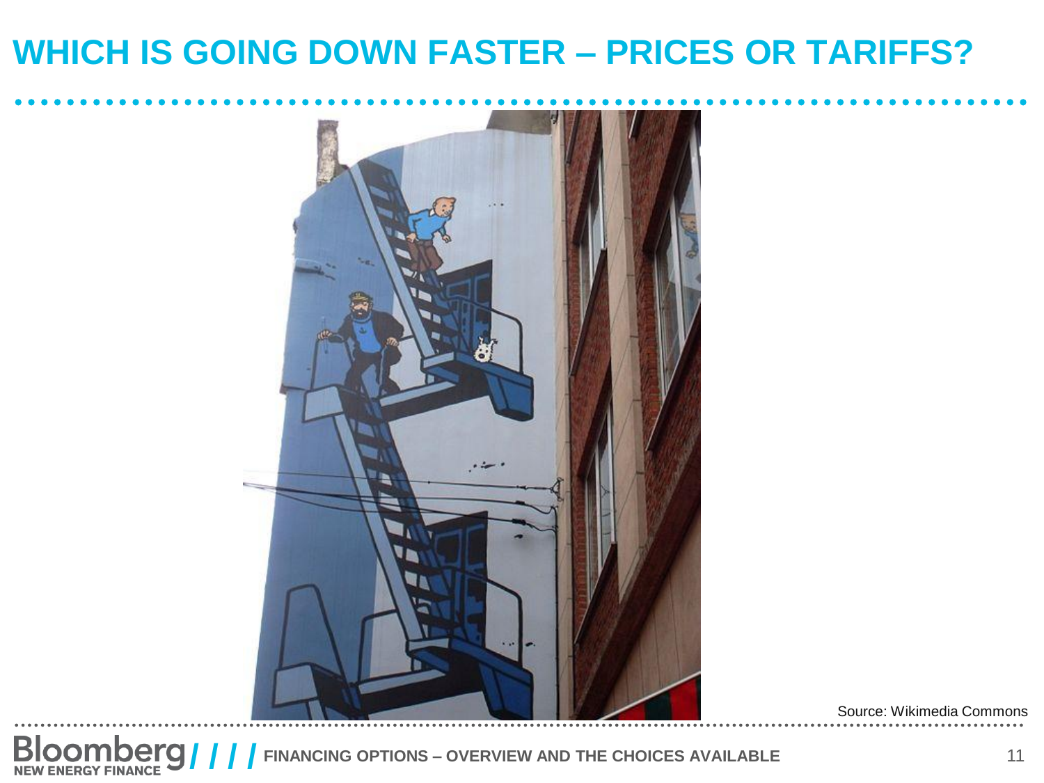# WHICH IS GOING DOWN FASTER – PRICES OR TARIFFS?

Source: Wikimedia Commons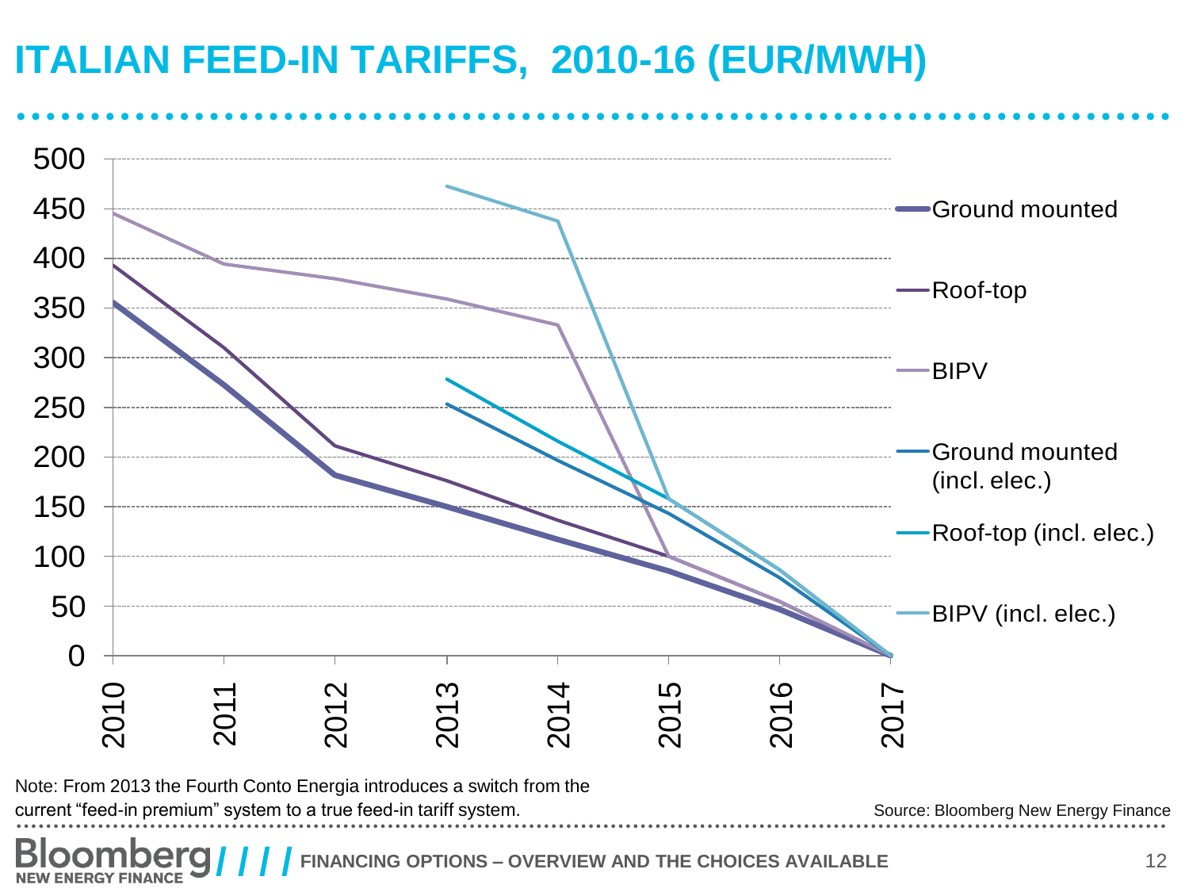# ITALIAN FEED-IN TARIFFS, 2010-16 (EUR/MWH)

Note: From 2013 the Fourth Conto Energia introduces a switch from the current "feed-in premium" system to a true feed-in tariff system.

Source: Bloomberg New Energy Finance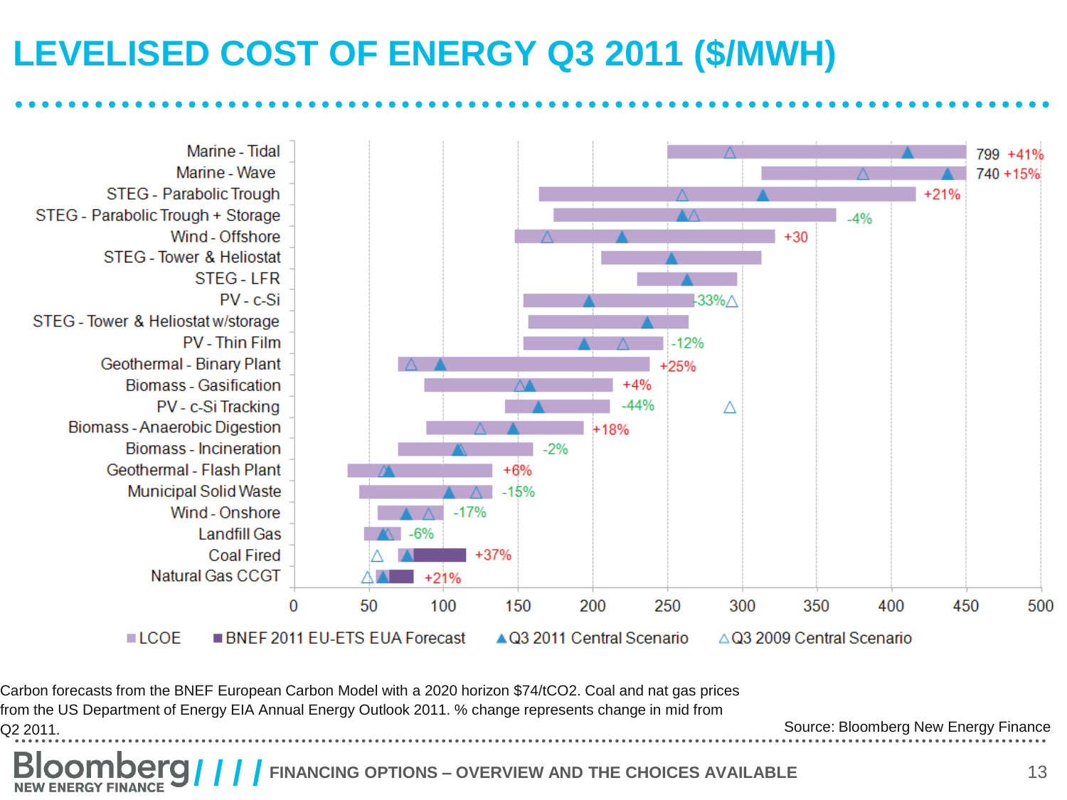# LEVELISED COST OF ENERGY Q3 2011 ($/MWH)

| Technology | % change |
| --- | --- |
| Marine - Tidal | 799 +41% |
| Marine - Wave | 740 +15% |
| STEG - Parabolic Trough | +21% |
| STEG - Parabolic Trough + Storage | -4% |
| Wind - Offshore | +30 |
| STEG - Tower & Heliostat | |
| STEG - LFR | |
| PV - c-Si | -33% |
| STEG - Tower & Heliostat w/storage | |
| PV - Thin Film | -12% |
| Geothermal - Binary Plant | +25% |
| Biomass - Gasification | +4% |
| PV - c-Si Tracking | -44% |
| Biomass - Anaerobic Digestion | +18% |
| Biomass - Incineration | -2% |
| Geothermal - Flash Plant | +6% |
| Municipal Solid Waste | -15% |
| Wind - Onshore | -17% |
| Landfill Gas | -6% |
| Coal Fired | +37% |
| Natural Gas CCGT | +21% |

Legend: LCOE; BNEF 2011 EU-ETS EUA Forecast; Q3 2011 Central Scenario; Q3 2009 Central Scenario

Carbon forecasts from the BNEF European Carbon Model with a 2020 horizon $74/tCO2. Coal and nat gas prices from the US Department of Energy EIA Annual Energy Outlook 2011. % change represents change in mid from Q2 2011.

Source: Bloomberg New Energy Finance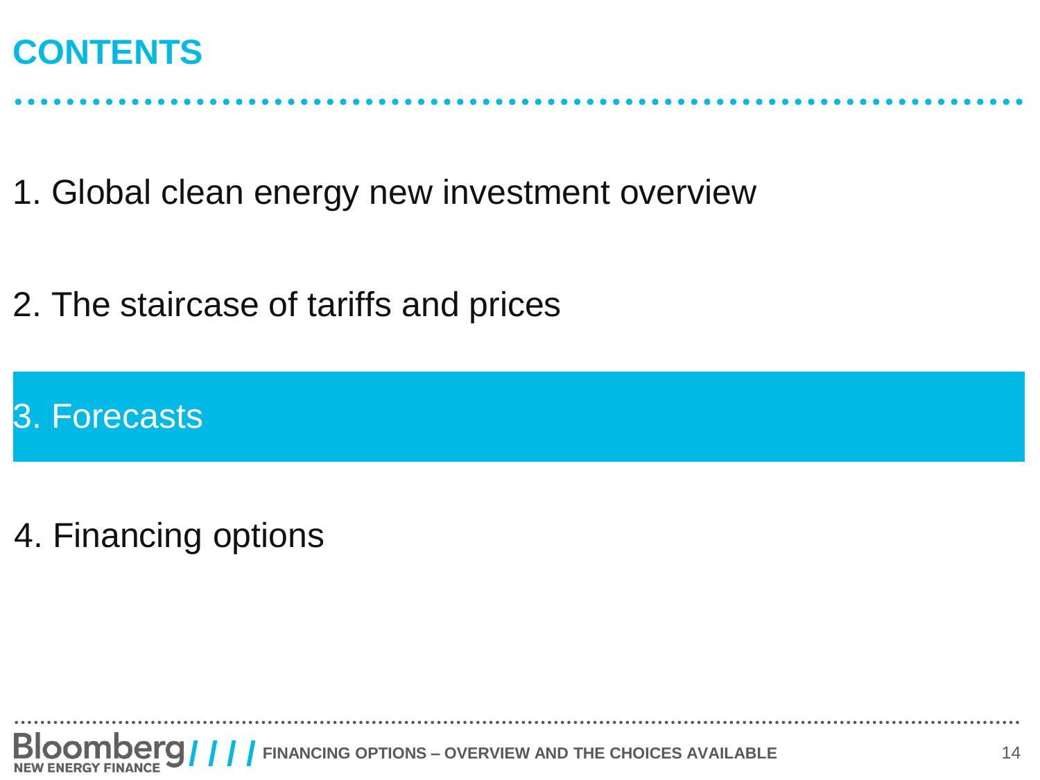# CONTENTS

1. Global clean energy new investment overview

2. The staircase of tariffs and prices

3. Forecasts

4. Financing options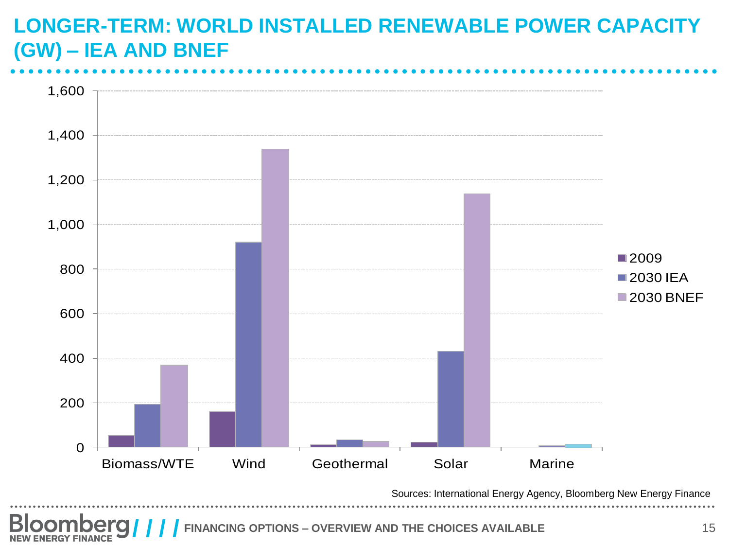# LONGER-TERM: WORLD INSTALLED RENEWABLE POWER CAPACITY (GW) – IEA AND BNEF

Sources: International Energy Agency, Bloomberg New Energy Finance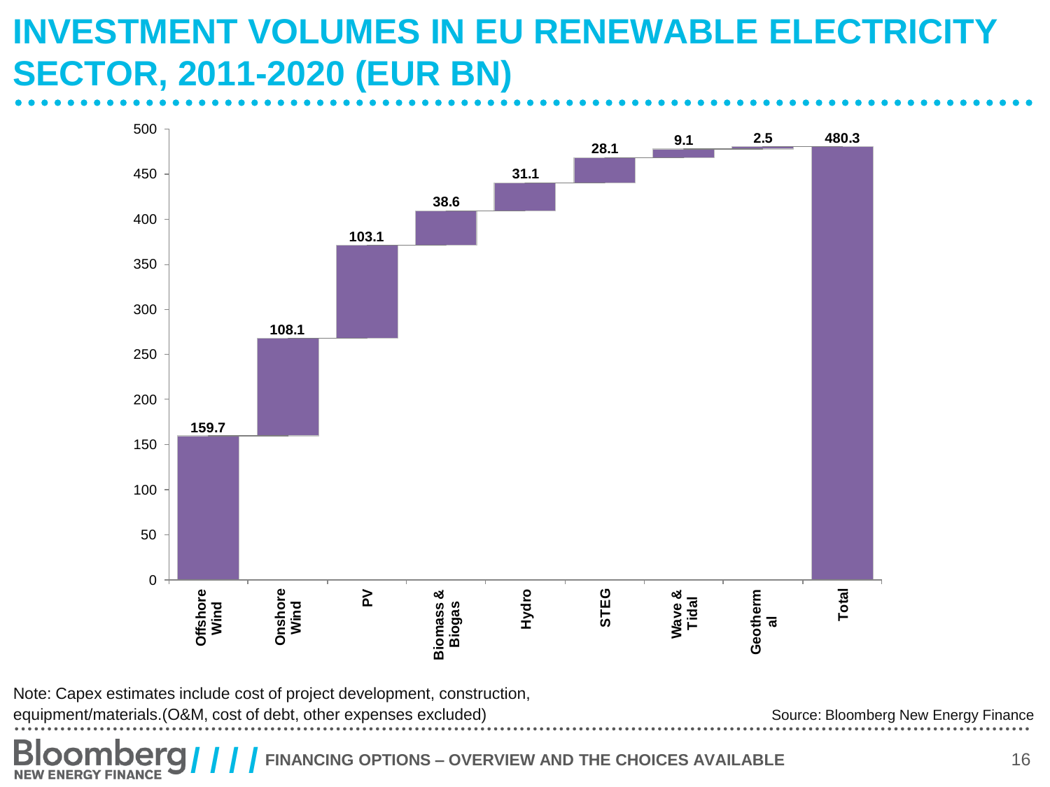# INVESTMENT VOLUMES IN EU RENEWABLE ELECTRICITY SECTOR, 2011-2020 (EUR BN)

| Sector | Investment (EUR bn) |
|---|---|
| Offshore Wind | 159.7 |
| Onshore Wind | 108.1 |
| PV | 103.1 |
| Biomass & Biogas | 38.6 |
| Hydro | 31.1 |
| STEG | 28.1 |
| Wave & Tidal | 9.1 |
| Geothermal | 2.5 |
| Total | 480.3 |

Note: Capex estimates include cost of project development, construction, equipment/materials.(O&M, cost of debt, other expenses excluded)

Source: Bloomberg New Energy Finance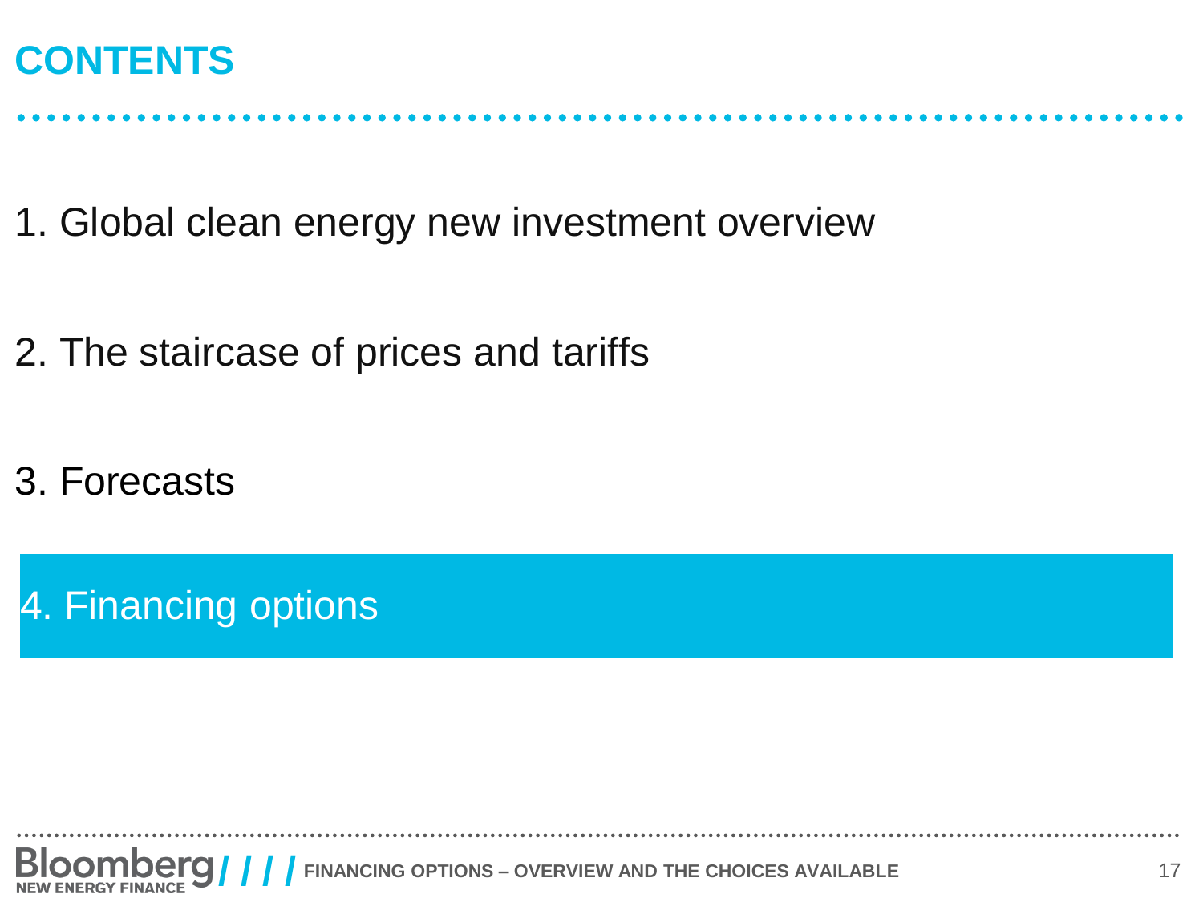# CONTENTS

1. Global clean energy new investment overview

2. The staircase of prices and tariffs

3. Forecasts

4. Financing options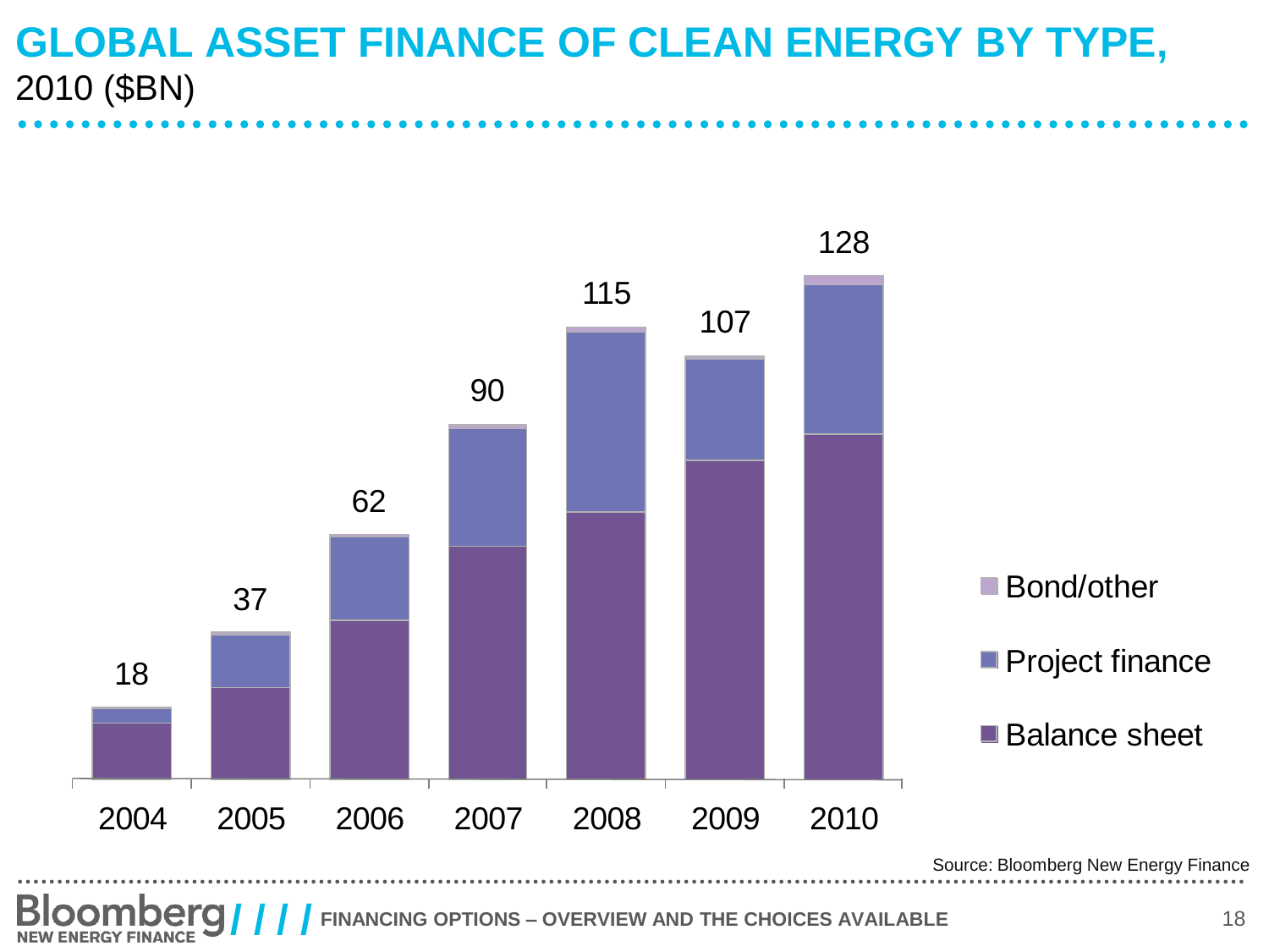# GLOBAL ASSET FINANCE OF CLEAN ENERGY BY TYPE,

2010 ($BN)

| Year | Total |
|---|---|
| 2004 | 18 |
| 2005 | 37 |
| 2006 | 62 |
| 2007 | 90 |
| 2008 | 115 |
| 2009 | 107 |
| 2010 | 128 |

Legend: Bond/other; Project finance; Balance sheet

Source: Bloomberg New Energy Finance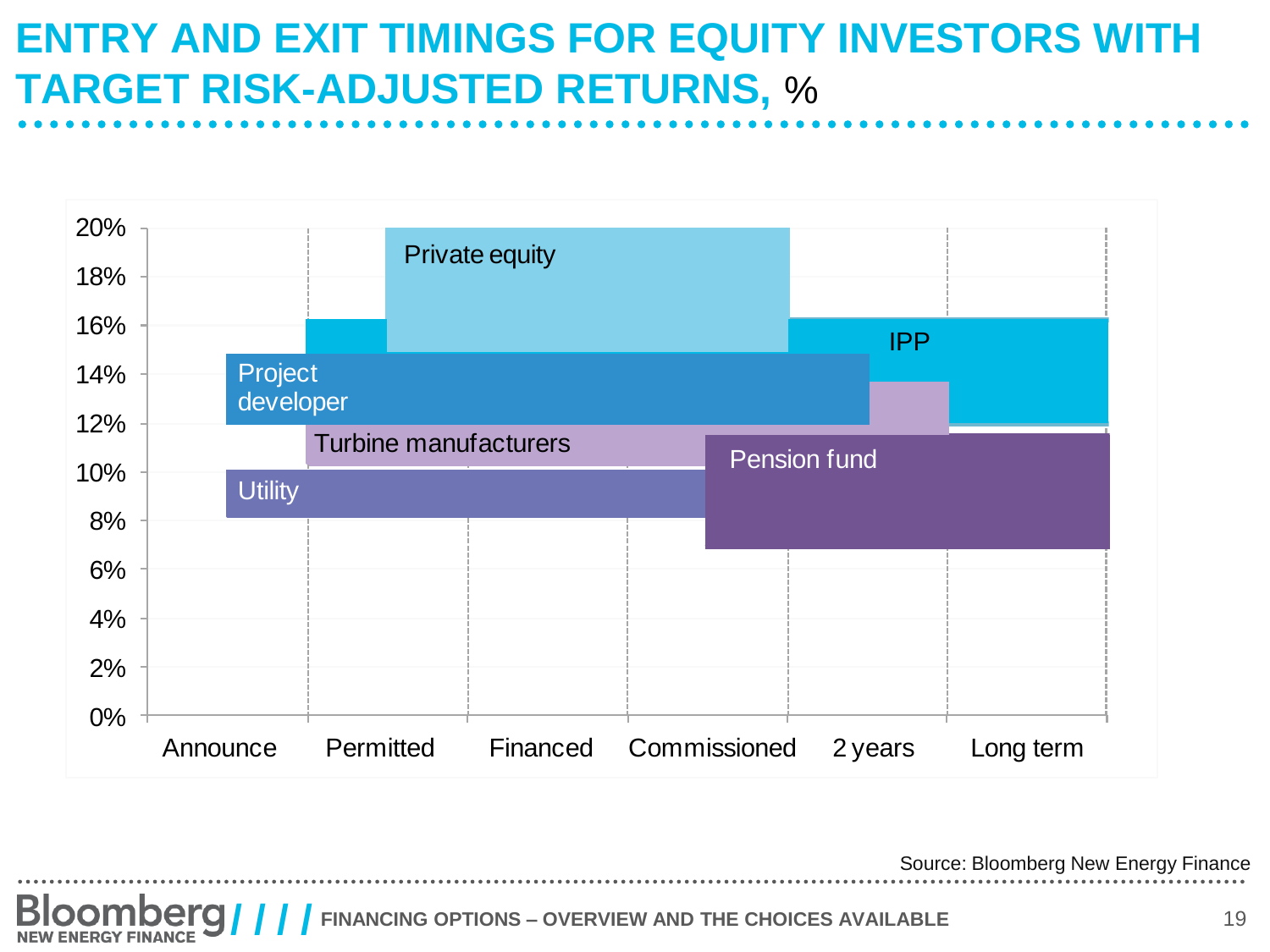# ENTRY AND EXIT TIMINGS FOR EQUITY INVESTORS WITH TARGET RISK-ADJUSTED RETURNS, %

| Investor | Entry | Exit | Target return range |
|---|---|---|---|
| Private equity | Permitted–Financed | Commissioned | 15%–20% |
| IPP | Permitted | Long term | 12%–16% |
| Project developer | Announce | 2 years | 12%–15% |
| Turbine manufacturers | Permitted | 2 years | 10%–14% |
| Utility | Announce | Commissioned | 8%–10% |
| Pension fund | Commissioned | Long term | 7%–12% |

Axis: 0%–20% (y); Announce, Permitted, Financed, Commissioned, 2 years, Long term (x)

Source: Bloomberg New Energy Finance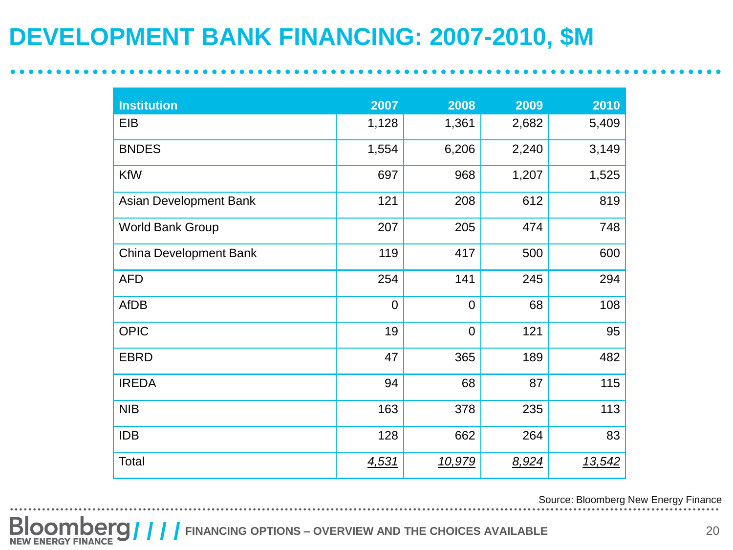# DEVELOPMENT BANK FINANCING: 2007-2010, $M

| Institution | 2007 | 2008 | 2009 | 2010 |
|---|---|---|---|---|
| EIB | 1,128 | 1,361 | 2,682 | 5,409 |
| BNDES | 1,554 | 6,206 | 2,240 | 3,149 |
| KfW | 697 | 968 | 1,207 | 1,525 |
| Asian Development Bank | 121 | 208 | 612 | 819 |
| World Bank Group | 207 | 205 | 474 | 748 |
| China Development Bank | 119 | 417 | 500 | 600 |
| AFD | 254 | 141 | 245 | 294 |
| AfDB | 0 | 0 | 68 | 108 |
| OPIC | 19 | 0 | 121 | 95 |
| EBRD | 47 | 365 | 189 | 482 |
| IREDA | 94 | 68 | 87 | 115 |
| NIB | 163 | 378 | 235 | 113 |
| IDB | 128 | 662 | 264 | 83 |
| Total | *4,531* | *10,979* | *8,924* | *13,542* |

Source: Bloomberg New Energy Finance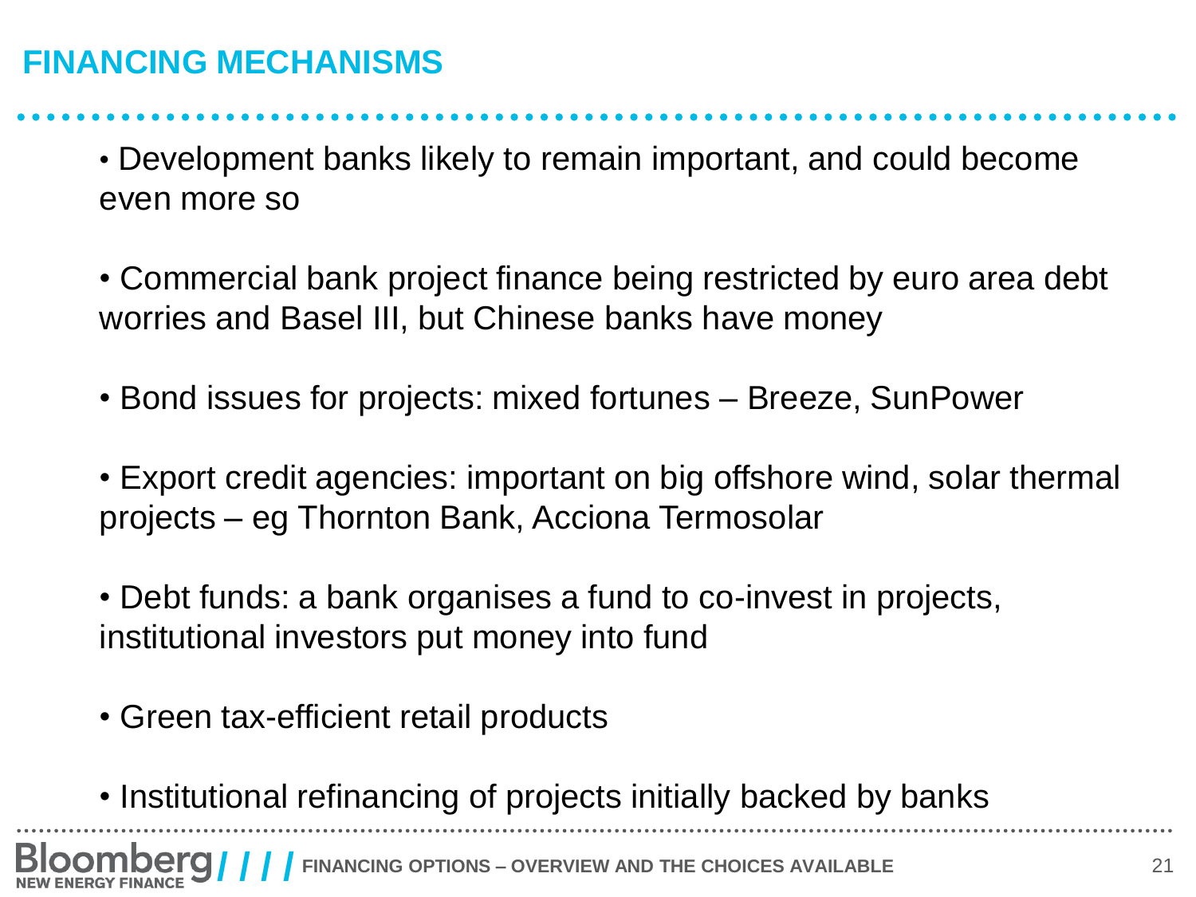# FINANCING MECHANISMS

- Development banks likely to remain important, and could become even more so
- Commercial bank project finance being restricted by euro area debt worries and Basel III, but Chinese banks have money
- Bond issues for projects: mixed fortunes – Breeze, SunPower
- Export credit agencies: important on big offshore wind, solar thermal projects – eg Thornton Bank, Acciona Termosolar
- Debt funds: a bank organises a fund to co-invest in projects, institutional investors put money into fund
- Green tax-efficient retail products
- Institutional refinancing of projects initially backed by banks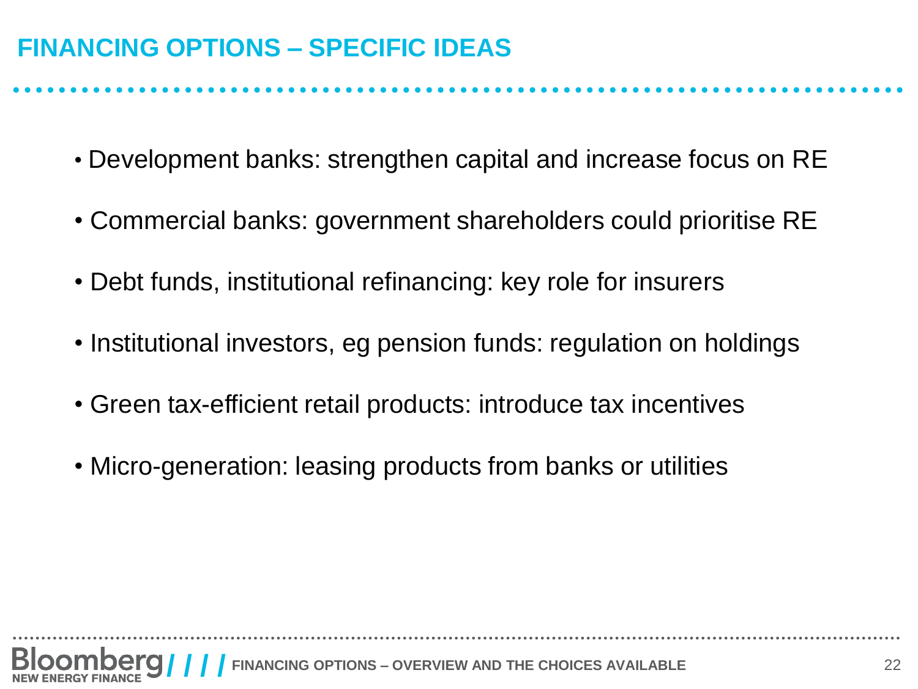# FINANCING OPTIONS – SPECIFIC IDEAS

- Development banks: strengthen capital and increase focus on RE
- Commercial banks: government shareholders could prioritise RE
- Debt funds, institutional refinancing: key role for insurers
- Institutional investors, eg pension funds: regulation on holdings
- Green tax-efficient retail products: introduce tax incentives
- Micro-generation: leasing products from banks or utilities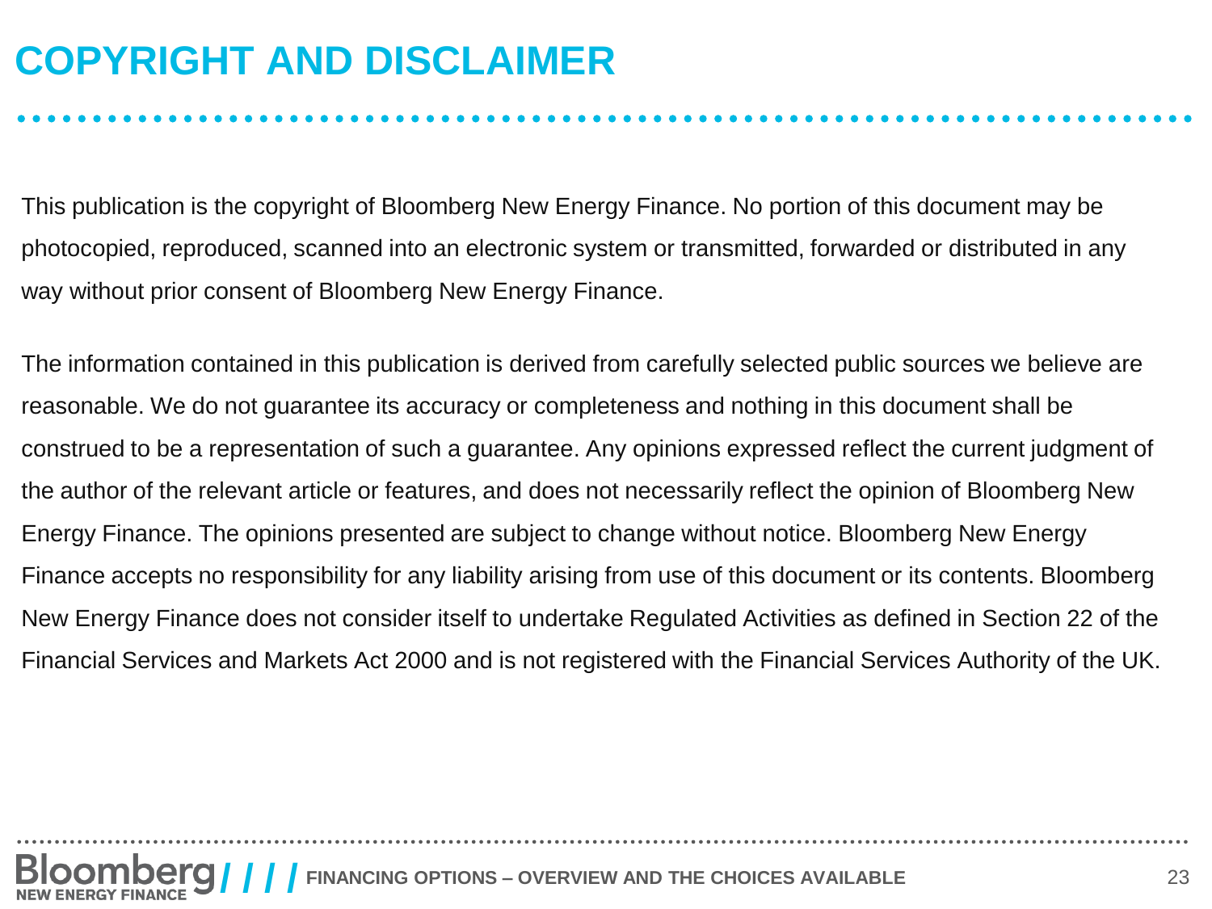# COPYRIGHT AND DISCLAIMER

This publication is the copyright of Bloomberg New Energy Finance. No portion of this document may be photocopied, reproduced, scanned into an electronic system or transmitted, forwarded or distributed in any way without prior consent of Bloomberg New Energy Finance.

The information contained in this publication is derived from carefully selected public sources we believe are reasonable. We do not guarantee its accuracy or completeness and nothing in this document shall be construed to be a representation of such a guarantee. Any opinions expressed reflect the current judgment of the author of the relevant article or features, and does not necessarily reflect the opinion of Bloomberg New Energy Finance. The opinions presented are subject to change without notice. Bloomberg New Energy Finance accepts no responsibility for any liability arising from use of this document or its contents. Bloomberg New Energy Finance does not consider itself to undertake Regulated Activities as defined in Section 22 of the Financial Services and Markets Act 2000 and is not registered with the Financial Services Authority of the UK.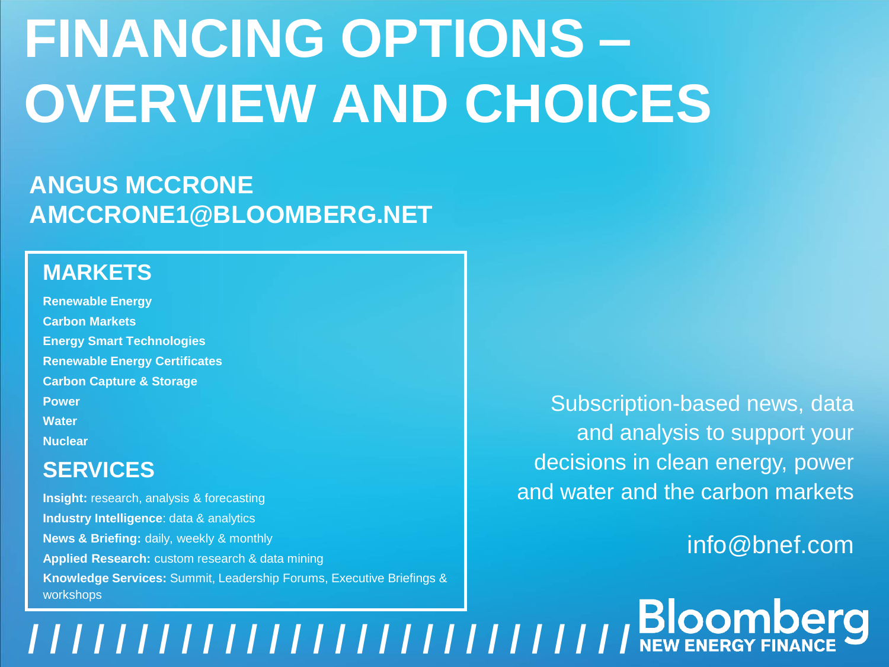# FINANCING OPTIONS – OVERVIEW AND CHOICES

**ANGUS MCCRONE**
**AMCCRONE1@BLOOMBERG.NET**

## MARKETS

**Renewable Energy**
**Carbon Markets**
**Energy Smart Technologies**
**Renewable Energy Certificates**
**Carbon Capture & Storage**
**Power**
**Water**
**Nuclear**

## SERVICES

**Insight:** research, analysis & forecasting
**Industry Intelligence**: data & analytics
**News & Briefing:** daily, weekly & monthly
**Applied Research:** custom research & data mining
**Knowledge Services:** Summit, Leadership Forums, Executive Briefings & workshops

Subscription-based news, data and analysis to support your decisions in clean energy, power and water and the carbon markets

info@bnef.com

Bloomberg
NEW ENERGY FINANCE